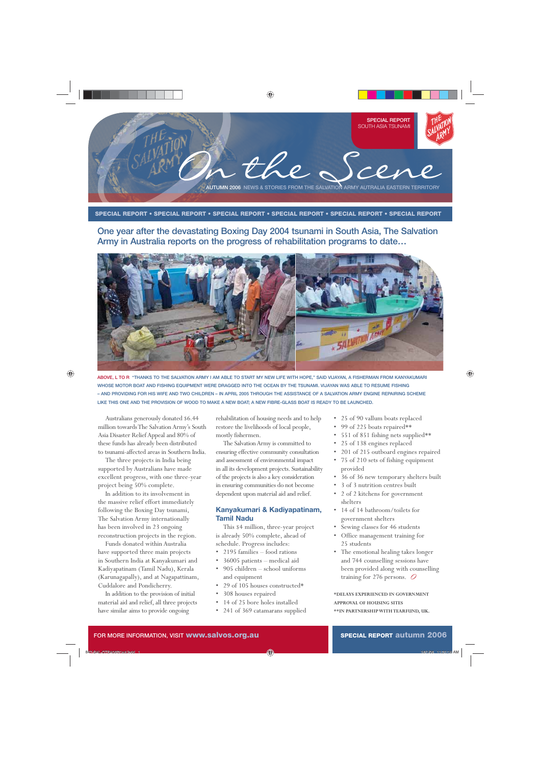SPECIAL REPORT
SOUTH ASIA TSUNAMI

# On the Scene

AUTUMN 2006 NEWS & STORIES FROM THE SALVATION ARMY AUTRALIA EASTERN TERRITORY

**SPECIAL REPORT • SPECIAL REPORT • SPECIAL REPORT • SPECIAL REPORT • SPECIAL REPORT • SPECIAL REPORT**

## One year after the devastating Boxing Day 2004 tsunami in South Asia, The Salvation Army in Australia reports on the progress of rehabilitation programs to date…

ABOVE, L TO R "THANKS TO THE SALVATION ARMY I AM ABLE TO START MY NEW LIFE WITH HOPE," SAID VIJAYAN, A FISHERMAN FROM KANYAKUMARI WHOSE MOTOR BOAT AND FISHING EQUIPMENT WERE DRAGGED INTO THE OCEAN BY THE TSUNAMI. VIJAYAN WAS ABLE TO RESUME FISHING – AND PROVIDING FOR HIS WIFE AND TWO CHILDREN – IN APRIL 2005 THROUGH THE ASSISTANCE OF A SALVATION ARMY ENGINE REPAIRING SCHEME LIKE THIS ONE AND THE PROVISION OF WOOD TO MAKE A NEW BOAT; A NEW FIBRE-GLASS BOAT IS READY TO BE LAUNCHED.

Australians generously donated $6.44 million towards The Salvation Army's South Asia Disaster Relief Appeal and 80% of these funds has already been distributed to tsunami-affected areas in Southern India.

The three projects in India being supported by Australians have made excellent progress, with one three-year project being 50% complete.

In addition to its involvement in the massive relief effort immediately following the Boxing Day tsunami, The Salvation Army internationally has been involved in 23 ongoing reconstruction projects in the region.

Funds donated within Australia have supported three main projects in Southern India at Kanyakumari and Kadiyapatinam (Tamil Nadu), Kerala (Karunagapally), and at Nagapattinam, Cuddalore and Pondicherry.

In addition to the provision of initial material aid and relief, all three projects have similar aims to provide ongoing rehabilitation of housing needs and to help restore the livelihoods of local people, mostly fishermen.

The Salvation Army is committed to ensuring effective community consultation and assessment of environmental impact in all its development projects. Sustainability of the projects is also a key consideration in ensuring communities do not become dependent upon material aid and relief.

### Kanyakumari & Kadiyapatinam, Tamil Nadu

This $4 million, three-year project is already 50% complete, ahead of schedule. Progress includes:

- 2195 families – food rations
- 36005 patients – medical aid
- 905 children – school uniforms and equipment
- 29 of 105 houses constructed*
- 308 houses repaired
- 14 of 25 bore holes installed
- 241 of 369 catamarans supplied
- 25 of 90 vallum boats replaced
- 99 of 225 boats repaired**
- 551 of 851 fishing nets supplied**
- 25 of 138 engines replaced
- 201 of 215 outboard engines repaired
- 75 of 210 sets of fishing equipment provided
- 36 of 36 new temporary shelters built
- 3 of 3 nutrition centres built
- 2 of 2 kitchens for government shelters
- 14 of 14 bathroom/toilets for government shelters
- Sewing classes for 46 students
- Office management training for 25 students
- The emotional healing takes longer and 744 counselling sessions have been provided along with counselling training for 276 persons.

*DELAYS EXPERIENCED IN GOVERNMENT APPROVAL OF HOUSING SITES
**IN PARTNERSHIP WITH TEARFUND, UK.

FOR MORE INFORMATION, VISIT **www.salvos.org.au**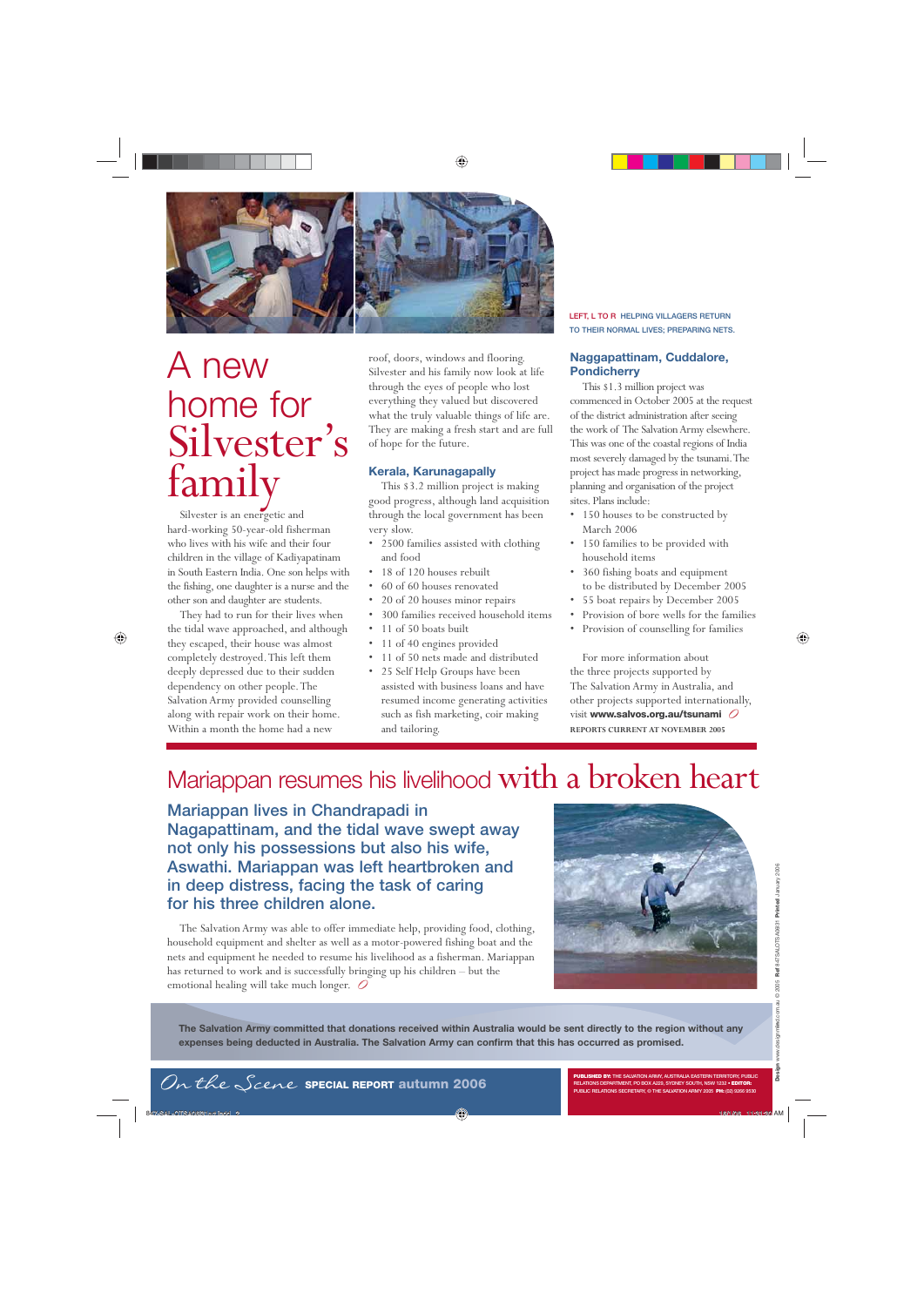LEFT, L TO R HELPING VILLAGERS RETURN TO THEIR NORMAL LIVES; PREPARING NETS.

# A new home for Silvester's family

Silvester is an energetic and hard-working 50-year-old fisherman who lives with his wife and their four children in the village of Kadiyapatinam in South Eastern India. One son helps with the fishing, one daughter is a nurse and the other son and daughter are students.

They had to run for their lives when the tidal wave approached, and although they escaped, their house was almost completely destroyed. This left them deeply depressed due to their sudden dependency on other people. The Salvation Army provided counselling along with repair work on their home. Within a month the home had a new roof, doors, windows and flooring. Silvester and his family now look at life through the eyes of people who lost everything they valued but discovered what the truly valuable things of life are. They are making a fresh start and are full of hope for the future.

### Kerala, Karunagapally

This $3.2 million project is making good progress, although land acquisition through the local government has been very slow.

- 2500 families assisted with clothing and food
- 18 of 120 houses rebuilt
- 60 of 60 houses renovated
- 20 of 20 houses minor repairs
- 300 families received household items
- 11 of 50 boats built
- 11 of 40 engines provided
- 11 of 50 nets made and distributed
- 25 Self Help Groups have been assisted with business loans and have resumed income generating activities such as fish marketing, coir making and tailoring.

### Naggapattinam, Cuddalore, Pondicherry

This $1.3 million project was commenced in October 2005 at the request of the district administration after seeing the work of The Salvation Army elsewhere. This was one of the coastal regions of India most severely damaged by the tsunami. The project has made progress in networking, planning and organisation of the project sites. Plans include:

- 150 houses to be constructed by March 2006
- 150 families to be provided with household items
- 360 fishing boats and equipment to be distributed by December 2005
- 55 boat repairs by December 2005
- Provision of bore wells for the families
- Provision of counselling for families

For more information about the three projects supported by The Salvation Army in Australia, and other projects supported internationally, visit **www.salvos.org.au/tsunami**

REPORTS CURRENT AT NOVEMBER 2005

# Mariappan resumes his livelihood with a broken heart

**Mariappan lives in Chandrapadi in Nagapattinam, and the tidal wave swept away not only his possessions but also his wife, Aswathi. Mariappan was left heartbroken and in deep distress, facing the task of caring for his three children alone.**

The Salvation Army was able to offer immediate help, providing food, clothing, household equipment and shelter as well as a motor-powered fishing boat and the nets and equipment he needed to resume his livelihood as a fisherman. Mariappan has returned to work and is successfully bringing up his children – but the emotional healing will take much longer.

**The Salvation Army committed that donations received within Australia would be sent directly to the region without any expenses being deducted in Australia. The Salvation Army can confirm that this has occurred as promised.**

*On the Scene* **SPECIAL REPORT autumn 2006**

PUBLISHED BY: THE SALVATION ARMY, AUSTRALIA EASTERN TERRITORY, PUBLIC RELATIONS DEPARTMENT, PO BOX A229, SYDNEY SOUTH, NSW 1232 • EDITOR: PUBLIC RELATIONS SECRETARY, © THE SALVATION ARMY 2005 PH: (02) 9266 9530